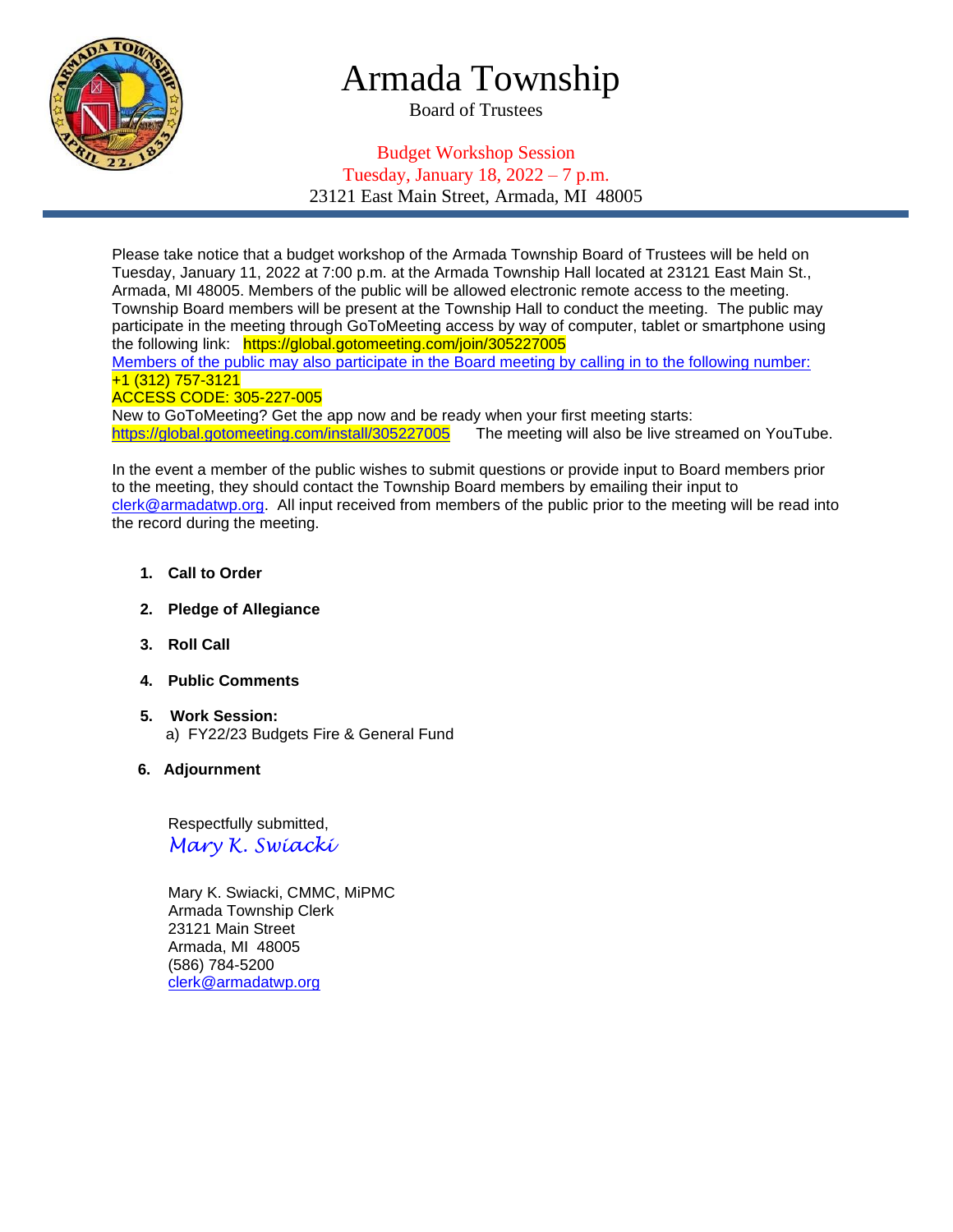# Armada Township

Board of Trustees

Budget Workshop Session
Tuesday, January 18, 2022 – 7 p.m.
23121 East Main Street, Armada, MI 48005

Please take notice that a budget workshop of the Armada Township Board of Trustees will be held on Tuesday, January 11, 2022 at 7:00 p.m. at the Armada Township Hall located at 23121 East Main St., Armada, MI 48005. Members of the public will be allowed electronic remote access to the meeting. Township Board members will be present at the Township Hall to conduct the meeting. The public may participate in the meeting through GoToMeeting access by way of computer, tablet or smartphone using the following link: https://global.gotomeeting.com/join/305227005
Members of the public may also participate in the Board meeting by calling in to the following number:
+1 (312) 757-3121
ACCESS CODE: 305-227-005
New to GoToMeeting? Get the app now and be ready when your first meeting starts:
https://global.gotomeeting.com/install/305227005 The meeting will also be live streamed on YouTube.

In the event a member of the public wishes to submit questions or provide input to Board members prior to the meeting, they should contact the Township Board members by emailing their input to clerk@armadatwp.org. All input received from members of the public prior to the meeting will be read into the record during the meeting.

1. **Call to Order**
2. **Pledge of Allegiance**
3. **Roll Call**
4. **Public Comments**
5. **Work Session:**
   a) FY22/23 Budgets Fire & General Fund
6. **Adjournment**

Respectfully submitted,
*Mary K. Swiacki*

Mary K. Swiacki, CMMC, MiPMC
Armada Township Clerk
23121 Main Street
Armada, MI 48005
(586) 784-5200
clerk@armadatwp.org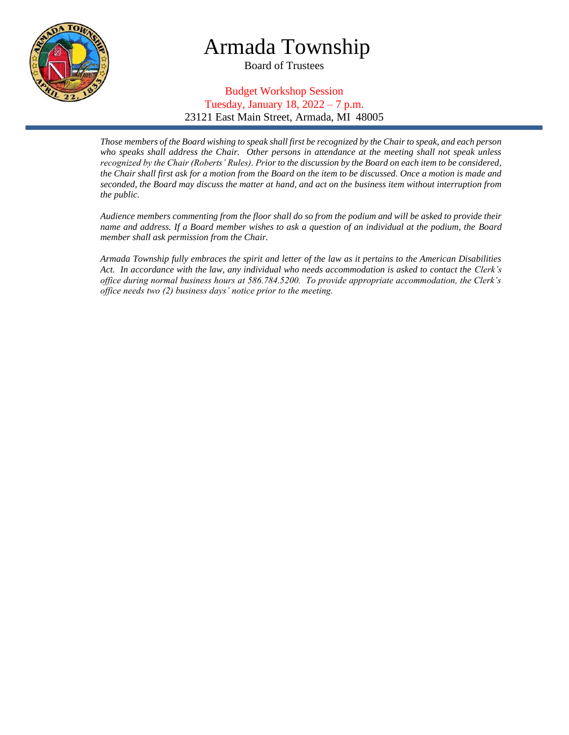# Armada Township

Board of Trustees

Budget Workshop Session

Tuesday, January 18, 2022 – 7 p.m.

23121 East Main Street, Armada, MI 48005

---

*Those members of the Board wishing to speak shall first be recognized by the Chair to speak, and each person who speaks shall address the Chair. Other persons in attendance at the meeting shall not speak unless recognized by the Chair (Roberts' Rules). Prior to the discussion by the Board on each item to be considered, the Chair shall first ask for a motion from the Board on the item to be discussed. Once a motion is made and seconded, the Board may discuss the matter at hand, and act on the business item without interruption from the public.*

*Audience members commenting from the floor shall do so from the podium and will be asked to provide their name and address. If a Board member wishes to ask a question of an individual at the podium, the Board member shall ask permission from the Chair.*

*Armada Township fully embraces the spirit and letter of the law as it pertains to the American Disabilities Act. In accordance with the law, any individual who needs accommodation is asked to contact the Clerk's office during normal business hours at 586.784.5200. To provide appropriate accommodation, the Clerk's office needs two (2) business days' notice prior to the meeting.*